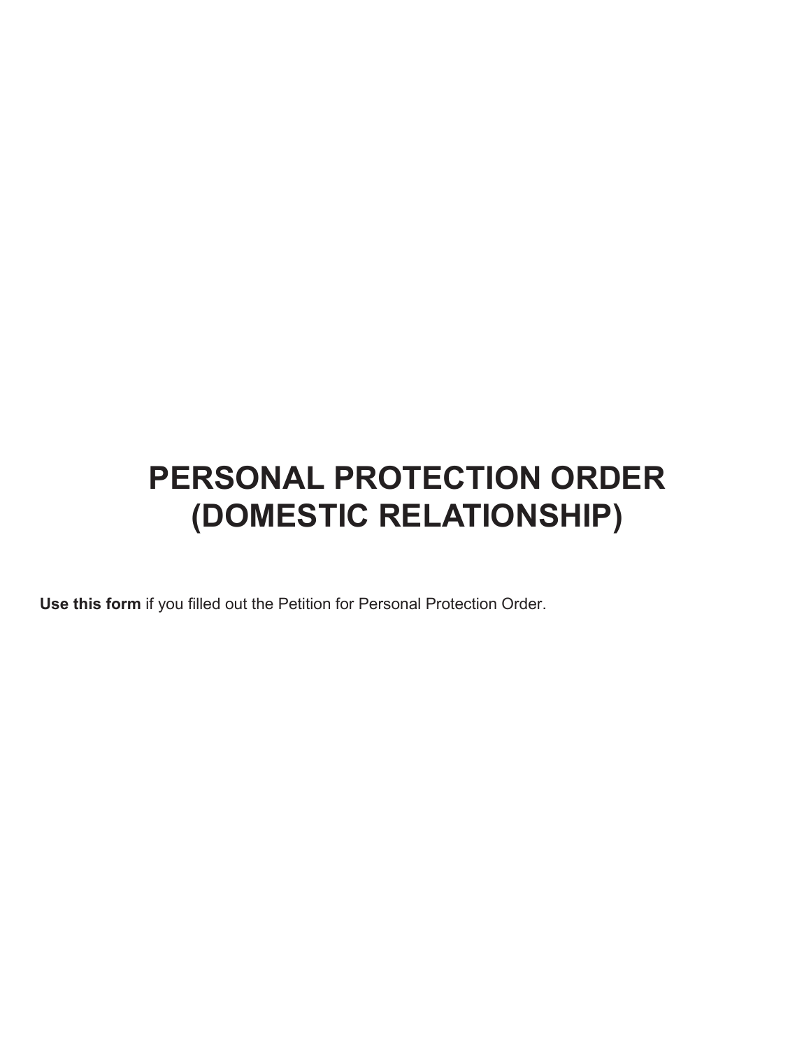# PERSONAL PROTECTION ORDER (DOMESTIC RELATIONSHIP)

**Use this form** if you filled out the Petition for Personal Protection Order.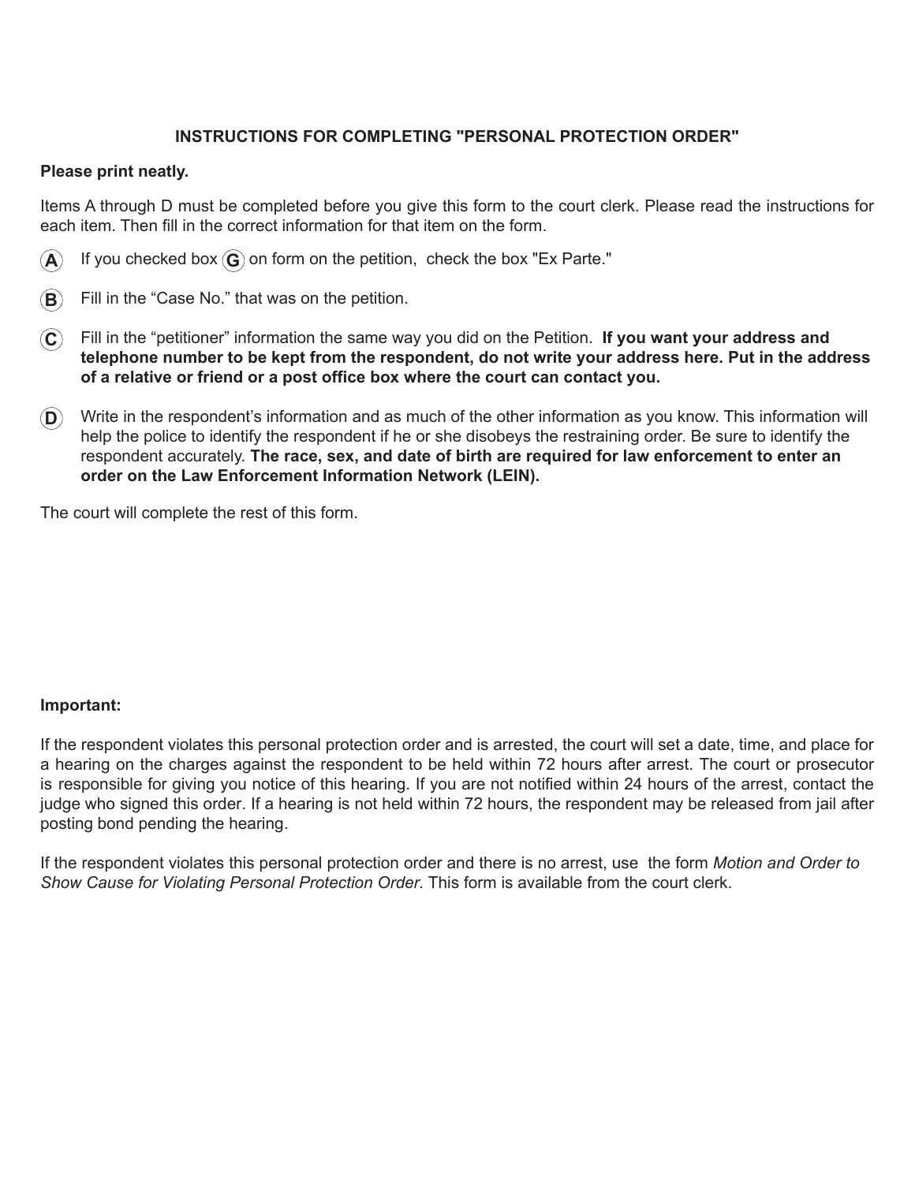## INSTRUCTIONS FOR COMPLETING "PERSONAL PROTECTION ORDER"

**Please print neatly.**

Items A through D must be completed before you give this form to the court clerk. Please read the instructions for each item. Then fill in the correct information for that item on the form.

**(A)** If you checked box **(G)** on form on the petition, check the box "Ex Parte."

**(B)** Fill in the "Case No." that was on the petition.

**(C)** Fill in the "petitioner" information the same way you did on the Petition. **If you want your address and telephone number to be kept from the respondent, do not write your address here. Put in the address of a relative or friend or a post office box where the court can contact you.**

**(D)** Write in the respondent's information and as much of the other information as you know. This information will help the police to identify the respondent if he or she disobeys the restraining order. Be sure to identify the respondent accurately. **The race, sex, and date of birth are required for law enforcement to enter an order on the Law Enforcement Information Network (LEIN).**

The court will complete the rest of this form.

**Important:**

If the respondent violates this personal protection order and is arrested, the court will set a date, time, and place for a hearing on the charges against the respondent to be held within 72 hours after arrest. The court or prosecutor is responsible for giving you notice of this hearing. If you are not notified within 24 hours of the arrest, contact the judge who signed this order. If a hearing is not held within 72 hours, the respondent may be released from jail after posting bond pending the hearing.

If the respondent violates this personal protection order and there is no arrest, use the form *Motion and Order to Show Cause for Violating Personal Protection Order.* This form is available from the court clerk.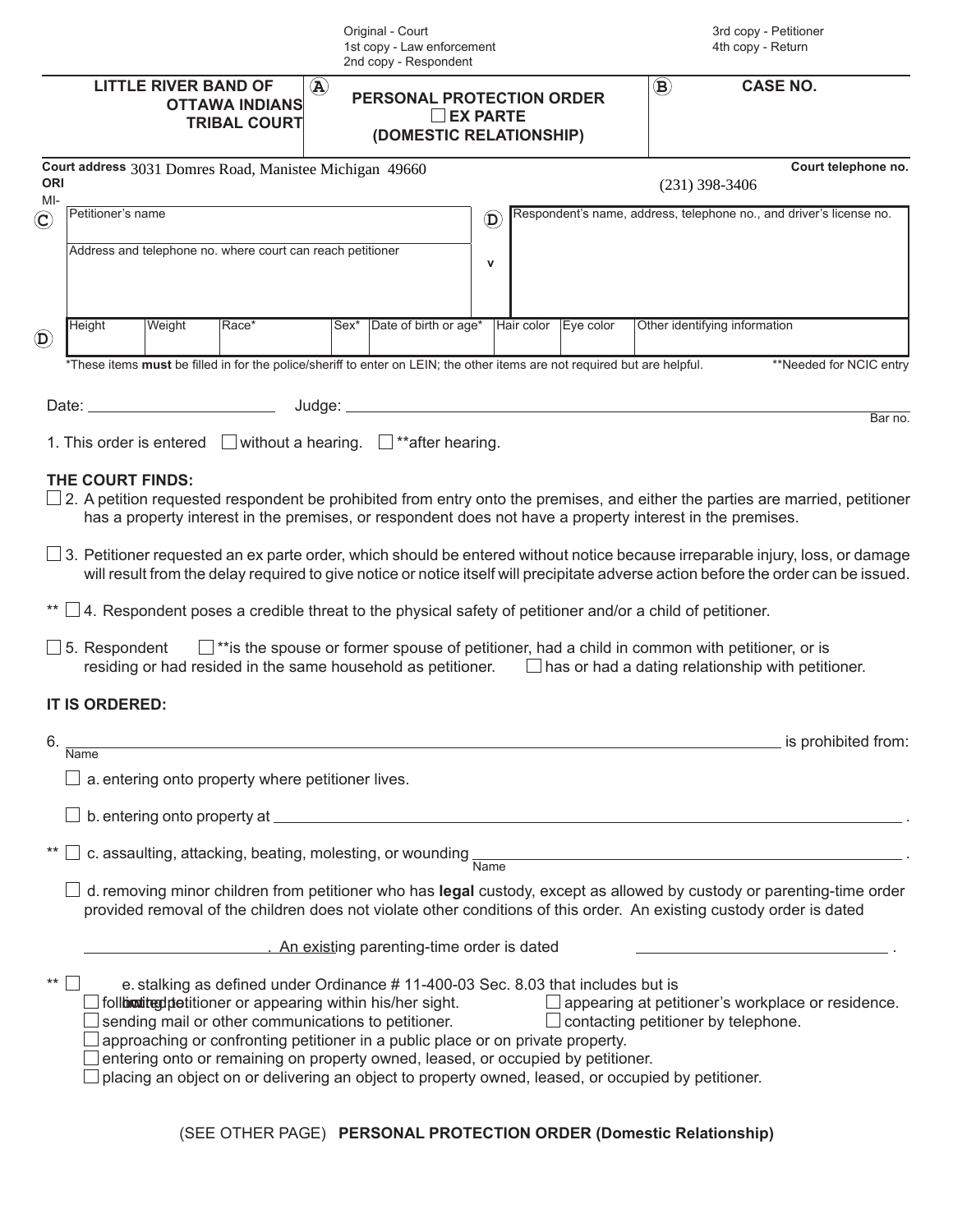Original - Court
1st copy - Law enforcement
2nd copy - Respondent

3rd copy - Petitioner
4th copy - Return

| **LITTLE RIVER BAND OF OTTAWA INDIANS TRIBAL COURT** | (A) **PERSONAL PROTECTION ORDER** ☐ **EX PARTE** **(DOMESTIC RELATIONSHIP)** | (B) **CASE NO.** |
|---|---|---|

**Court address** 3031 Domres Road, Manistee Michigan 49660 **Court telephone no.** (231) 398-3406

**ORI**
MI-

| (C) Petitioner's name | (D) | Respondent's name, address, telephone no., and driver's license no. |
|---|---|---|
| Address and telephone no. where court can reach petitioner | v | |

| (D) Height | Weight | Race* | Sex* | Date of birth or age* | Hair color | Eye color | Other identifying information |
|---|---|---|---|---|---|---|---|
| | | | | | | | |

*These items **must** be filled in for the police/sheriff to enter on LEIN; the other items are not required but are helpful. **Needed for NCIC entry

Date: ____________________ Judge: ______________________________________________ Bar no.

1. This order is entered ☐ without a hearing. ☐ **after hearing.

**THE COURT FINDS:**

☐ 2. A petition requested respondent be prohibited from entry onto the premises, and either the parties are married, petitioner has a property interest in the premises, or respondent does not have a property interest in the premises.

☐ 3. Petitioner requested an ex parte order, which should be entered without notice because irreparable injury, loss, or damage will result from the delay required to give notice or notice itself will precipitate adverse action before the order can be issued.

** ☐ 4. Respondent poses a credible threat to the physical safety of petitioner and/or a child of petitioner.

☐ 5. Respondent ☐ **is the spouse or former spouse of petitioner, had a child in common with petitioner, or is residing or had resided in the same household as petitioner. ☐ has or had a dating relationship with petitioner.

**IT IS ORDERED:**

6. ______________________________________________ is prohibited from:
Name

☐ a. entering onto property where petitioner lives.

☐ b. entering onto property at ______________________________________________ .

** ☐ c. assaulting, attacking, beating, molesting, or wounding ______________________________ .
Name

☐ d. removing minor children from petitioner who has **legal** custody, except as allowed by custody or parenting-time order provided removal of the children does not violate other conditions of this order. An existing custody order is dated

____________________ . An existing parenting-time order is dated ____________________ .

** ☐ e. stalking as defined under Ordinance # 11-400-03 Sec. 8.03 that includes but is not limited to:
☐ following petitioner or appearing within his/her sight. ☐ appearing at petitioner's workplace or residence.
☐ sending mail or other communications to petitioner. ☐ contacting petitioner by telephone.
☐ approaching or confronting petitioner in a public place or on private property.
☐ entering onto or remaining on property owned, leased, or occupied by petitioner.
☐ placing an object on or delivering an object to property owned, leased, or occupied by petitioner.

(SEE OTHER PAGE) **PERSONAL PROTECTION ORDER (Domestic Relationship)**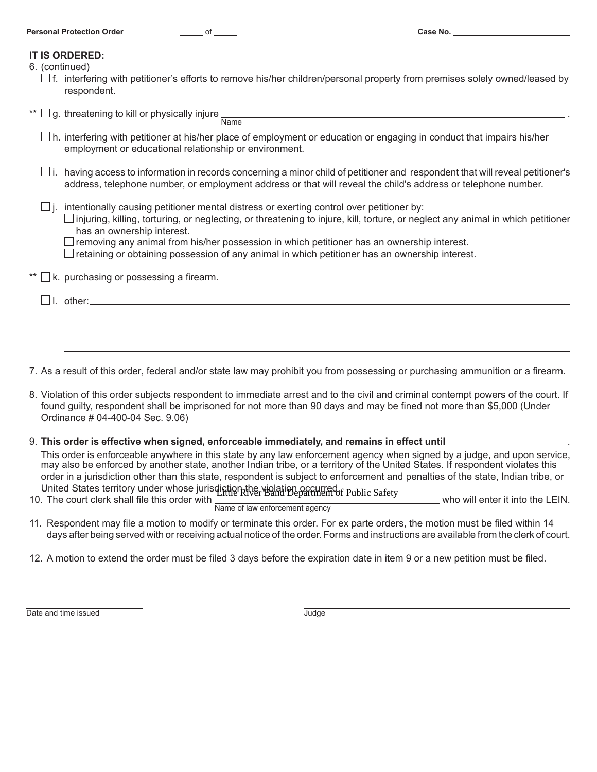Personal Protection Order ______ of ______ Case No. ______________

**IT IS ORDERED:**

6. (continued)

   ☐ f. interfering with petitioner's efforts to remove his/her children/personal property from premises solely owned/leased by respondent.

** ☐ g. threatening to kill or physically injure ______________________________ .
   Name

   ☐ h. interfering with petitioner at his/her place of employment or education or engaging in conduct that impairs his/her employment or educational relationship or environment.

   ☐ i. having access to information in records concerning a minor child of petitioner and respondent that will reveal petitioner's address, telephone number, or employment address or that will reveal the child's address or telephone number.

   ☐ j. intentionally causing petitioner mental distress or exerting control over petitioner by:
   - ☐ injuring, killing, torturing, or neglecting, or threatening to injure, kill, torture, or neglect any animal in which petitioner has an ownership interest.
   - ☐ removing any animal from his/her possession in which petitioner has an ownership interest.
   - ☐ retaining or obtaining possession of any animal in which petitioner has an ownership interest.

** ☐ k. purchasing or possessing a firearm.

   ☐ l. other: ______________________________

   ______________________________

   ______________________________

7. As a result of this order, federal and/or state law may prohibit you from possessing or purchasing ammunition or a firearm.

8. Violation of this order subjects respondent to immediate arrest and to the civil and criminal contempt powers of the court. If found guilty, respondent shall be imprisoned for not more than 90 days and may be fined not more than $5,000 (Under Ordinance # 04-400-04 Sec. 9.06)

9. **This order is effective when signed, enforceable immediately, and remains in effect until** ______________ .
   This order is enforceable anywhere in this state by any law enforcement agency when signed by a judge, and upon service, may also be enforced by another state, another Indian tribe, or a territory of the United States. If respondent violates this order in a jurisdiction other than this state, respondent is subject to enforcement and penalties of the state, Indian tribe, or United States territory under whose jurisdiction the violation occurred.

10. The court clerk shall file this order with Little River Band Department of Public Safety who will enter it into the LEIN.
    Name of law enforcement agency

11. Respondent may file a motion to modify or terminate this order. For ex parte orders, the motion must be filed within 14 days after being served with or receiving actual notice of the order. Forms and instructions are available from the clerk of court.

12. A motion to extend the order must be filed 3 days before the expiration date in item 9 or a new petition must be filed.

______________________ ______________________
Date and time issued Judge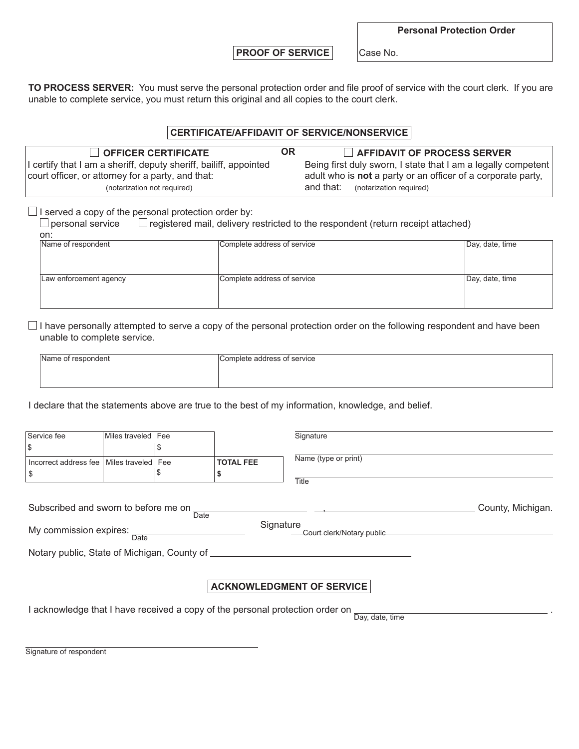| Personal Protection Order |
|---|
| Case No. |

**PROOF OF SERVICE**

**TO PROCESS SERVER:** You must serve the personal protection order and file proof of service with the court clerk. If you are unable to complete service, you must return this original and all copies to the court clerk.

## CERTIFICATE/AFFIDAVIT OF SERVICE/NONSERVICE

| ☐ **OFFICER CERTIFICATE** | **OR** | ☐ **AFFIDAVIT OF PROCESS SERVER** |
|---|---|---|
| I certify that I am a sheriff, deputy sheriff, bailiff, appointed court officer, or attorney for a party, and that: (notarization not required) | | Being first duly sworn, I state that I am a legally competent adult who is **not** a party or an officer of a corporate party, and that: (notarization required) |

☐ I served a copy of the personal protection order by:
☐ personal service ☐ registered mail, delivery restricted to the respondent (return receipt attached)
on:

| Name of respondent | Complete address of service | Day, date, time |
|---|---|---|
| | | |
| **Law enforcement agency** | **Complete address of service** | **Day, date, time** |
| | | |

☐ I have personally attempted to serve a copy of the personal protection order on the following respondent and have been unable to complete service.

| Name of respondent | Complete address of service |
|---|---|
| | |

I declare that the statements above are true to the best of my information, knowledge, and belief.

| Service fee | Miles traveled | Fee | |
|---|---|---|---|
| $ | | $ | |
| Incorrect address fee | Miles traveled | Fee | **TOTAL FEE** |
| $ | | $ | **$** |

Signature

Name (type or print)

Title

Subscribed and sworn to before me on ______________ (Date), ______________ County, Michigan.

My commission expires: ______________ (Date) Signature: ______________ Court clerk/Notary public

Notary public, State of Michigan, County of ______________

## ACKNOWLEDGMENT OF SERVICE

I acknowledge that I have received a copy of the personal protection order on ______________ (Day, date, time).

______________
Signature of respondent